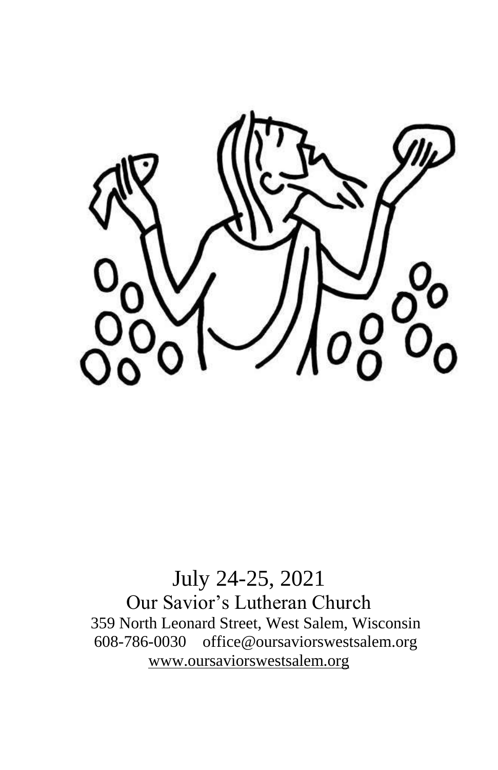July 24-25, 2021

Our Savior's Lutheran Church

359 North Leonard Street, West Salem, Wisconsin

608-786-0030 office@oursaviorswestsalem.org

www.oursaviorswestsalem.org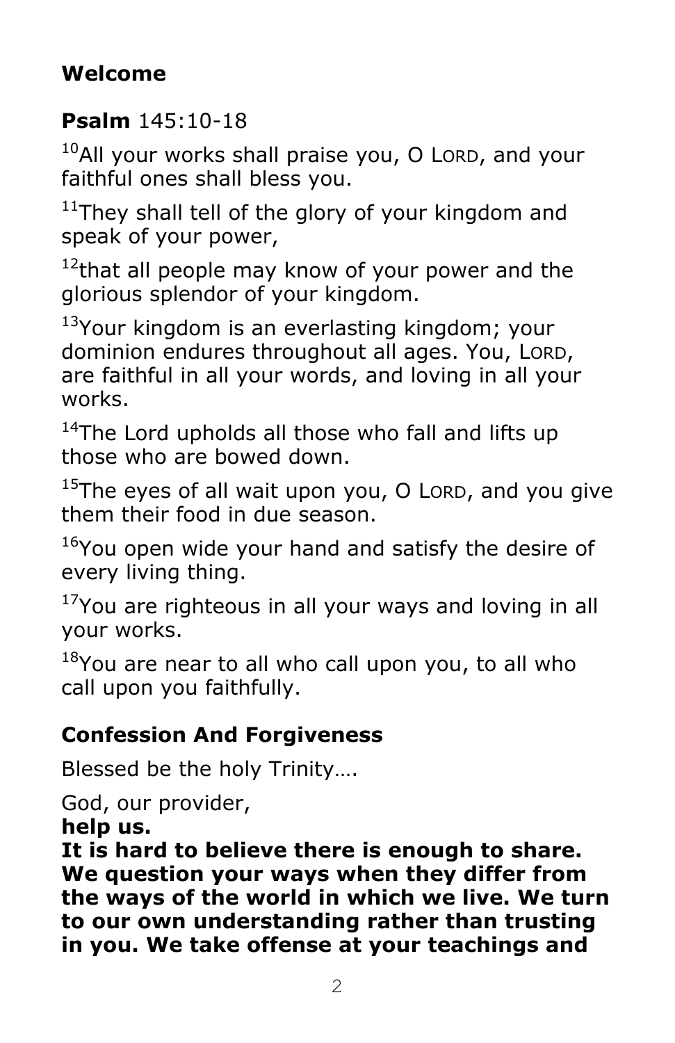## Welcome

## Psalm 145:10-18

[10]All your works shall praise you, O LORD, and your faithful ones shall bless you.

[11]They shall tell of the glory of your kingdom and speak of your power,

[12]that all people may know of your power and the glorious splendor of your kingdom.

[13]Your kingdom is an everlasting kingdom; your dominion endures throughout all ages. You, LORD, are faithful in all your words, and loving in all your works.

[14]The Lord upholds all those who fall and lifts up those who are bowed down.

[15]The eyes of all wait upon you, O LORD, and you give them their food in due season.

[16]You open wide your hand and satisfy the desire of every living thing.

[17]You are righteous in all your ways and loving in all your works.

[18]You are near to all who call upon you, to all who call upon you faithfully.

## Confession And Forgiveness

Blessed be the holy Trinity….

God, our provider,
**help us.**
**It is hard to believe there is enough to share. We question your ways when they differ from the ways of the world in which we live. We turn to our own understanding rather than trusting in you. We take offense at your teachings and**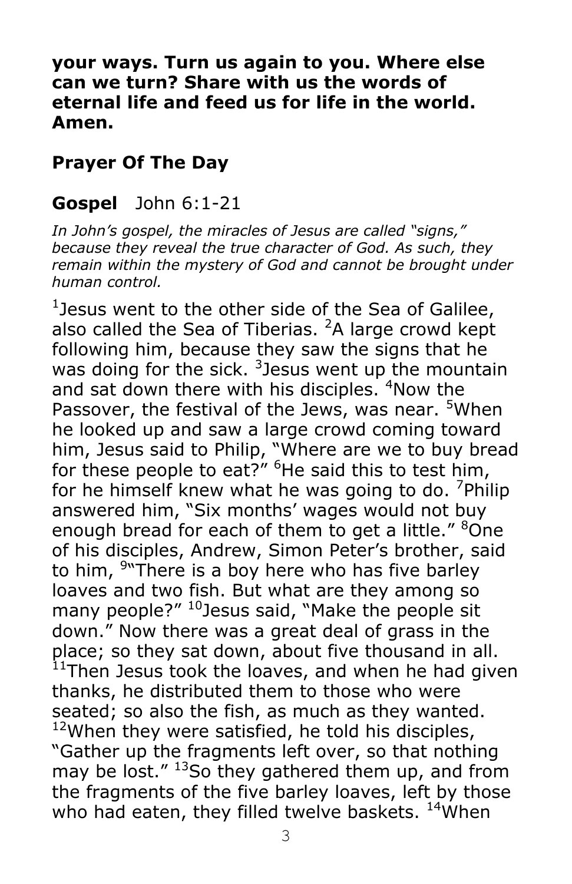**your ways. Turn us again to you. Where else can we turn? Share with us the words of eternal life and feed us for life in the world. Amen.**

## Prayer Of The Day

## Gospel John 6:1-21

*In John's gospel, the miracles of Jesus are called "signs," because they reveal the true character of God. As such, they remain within the mystery of God and cannot be brought under human control.*

[1]Jesus went to the other side of the Sea of Galilee, also called the Sea of Tiberias. [2]A large crowd kept following him, because they saw the signs that he was doing for the sick. [3]Jesus went up the mountain and sat down there with his disciples. [4]Now the Passover, the festival of the Jews, was near. [5]When he looked up and saw a large crowd coming toward him, Jesus said to Philip, "Where are we to buy bread for these people to eat?" [6]He said this to test him, for he himself knew what he was going to do. [7]Philip answered him, "Six months' wages would not buy enough bread for each of them to get a little." [8]One of his disciples, Andrew, Simon Peter's brother, said to him, [9]"There is a boy here who has five barley loaves and two fish. But what are they among so many people?" [10]Jesus said, "Make the people sit down." Now there was a great deal of grass in the place; so they sat down, about five thousand in all. [11]Then Jesus took the loaves, and when he had given thanks, he distributed them to those who were seated; so also the fish, as much as they wanted. [12]When they were satisfied, he told his disciples, "Gather up the fragments left over, so that nothing may be lost." [13]So they gathered them up, and from the fragments of the five barley loaves, left by those who had eaten, they filled twelve baskets. [14]When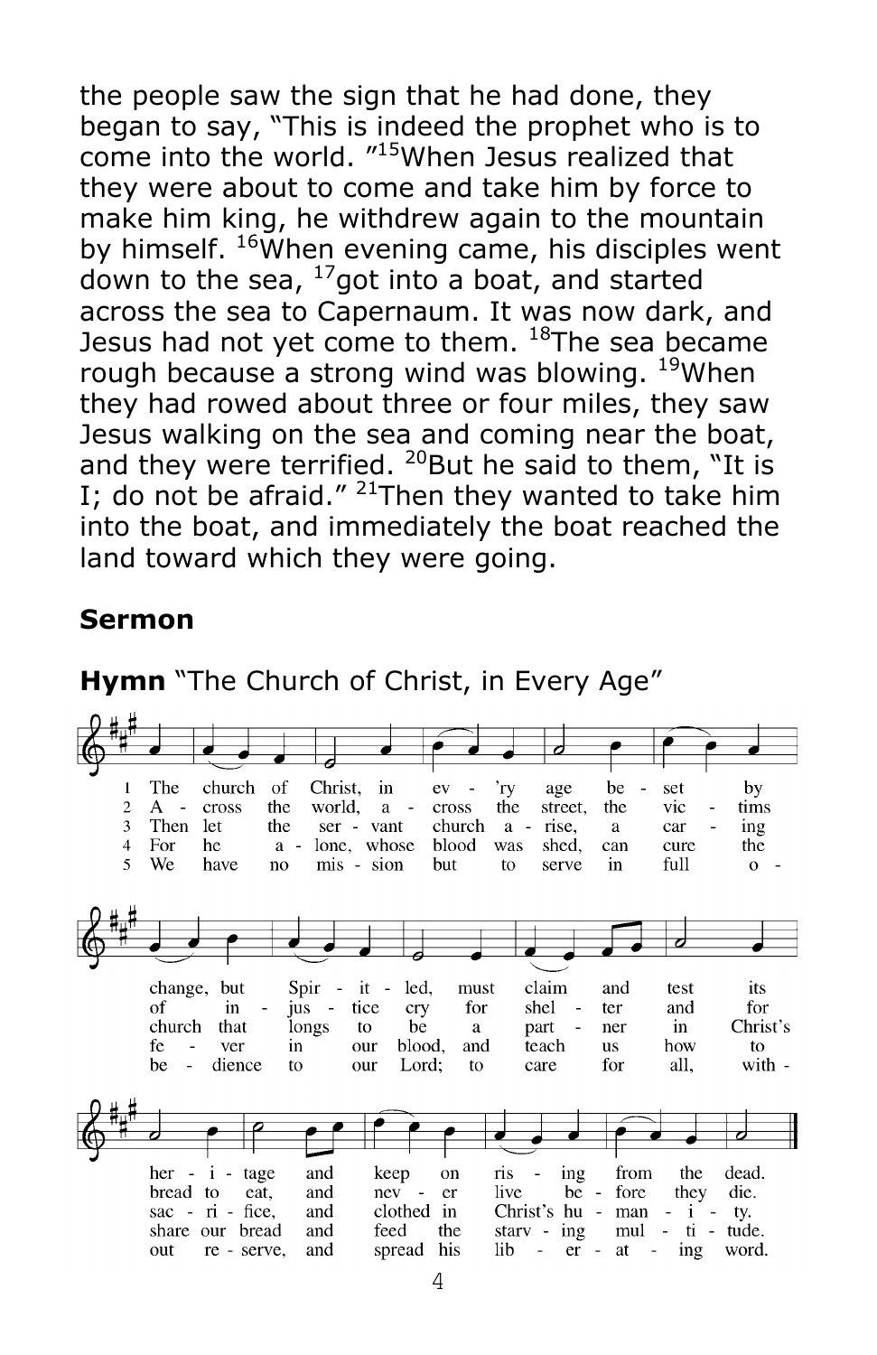the people saw the sign that he had done, they began to say, "This is indeed the prophet who is to come into the world. "[15]When Jesus realized that they were about to come and take him by force to make him king, he withdrew again to the mountain by himself. [16]When evening came, his disciples went down to the sea, [17]got into a boat, and started across the sea to Capernaum. It was now dark, and Jesus had not yet come to them. [18]The sea became rough because a strong wind was blowing. [19]When they had rowed about three or four miles, they saw Jesus walking on the sea and coming near the boat, and they were terrified. [20]But he said to them, "It is I; do not be afraid." [21]Then they wanted to take him into the boat, and immediately the boat reached the land toward which they were going.

**Sermon**

**Hymn** "The Church of Christ, in Every Age"

1 The church of Christ, in every age beset by change, but Spirit-led, must claim and test its heritage and keep on rising from the dead.

2 Across the world, across the street, the victims of injustice cry for shelter and for bread to eat, and never live before they die.

3 Then let the servant church arise, a caring church that longs to be a partner in Christ's sacrifice, and clothed in Christ's humanity.

4 For he alone, whose blood was shed, can cure the fever in our blood, and teach us how to share our bread and feed the starving multitude.

5 We have no mission but to serve in full obedience to our Lord; to care for all, without reserve, and spread his liberating word.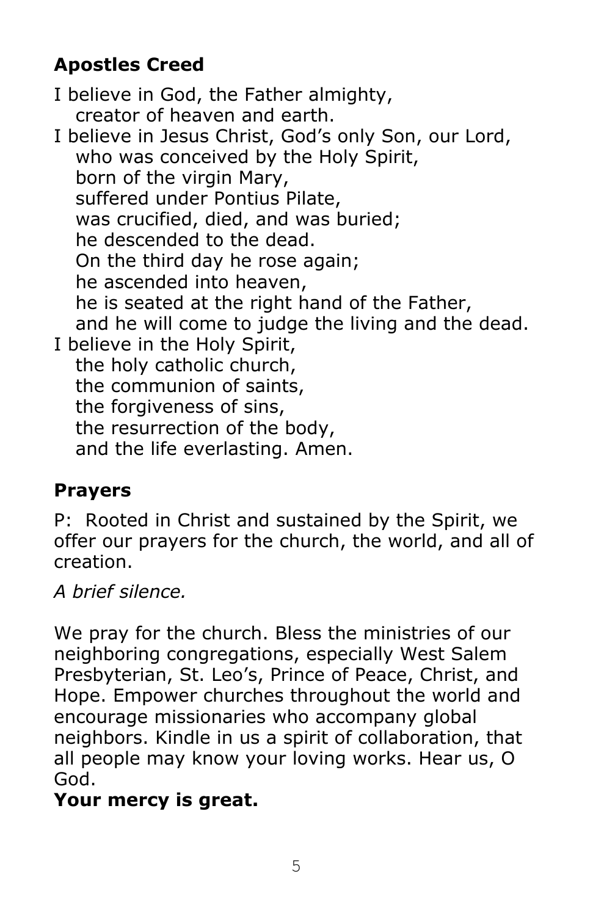## Apostles Creed

I believe in God, the Father almighty,
   creator of heaven and earth.
I believe in Jesus Christ, God's only Son, our Lord,
   who was conceived by the Holy Spirit,
   born of the virgin Mary,
   suffered under Pontius Pilate,
   was crucified, died, and was buried;
   he descended to the dead.
   On the third day he rose again;
   he ascended into heaven,
   he is seated at the right hand of the Father,
   and he will come to judge the living and the dead.
I believe in the Holy Spirit,
   the holy catholic church,
   the communion of saints,
   the forgiveness of sins,
   the resurrection of the body,
   and the life everlasting. Amen.

## Prayers

P: Rooted in Christ and sustained by the Spirit, we offer our prayers for the church, the world, and all of creation.

*A brief silence.*

We pray for the church. Bless the ministries of our neighboring congregations, especially West Salem Presbyterian, St. Leo's, Prince of Peace, Christ, and Hope. Empower churches throughout the world and encourage missionaries who accompany global neighbors. Kindle in us a spirit of collaboration, that all people may know your loving works. Hear us, O God.
**Your mercy is great.**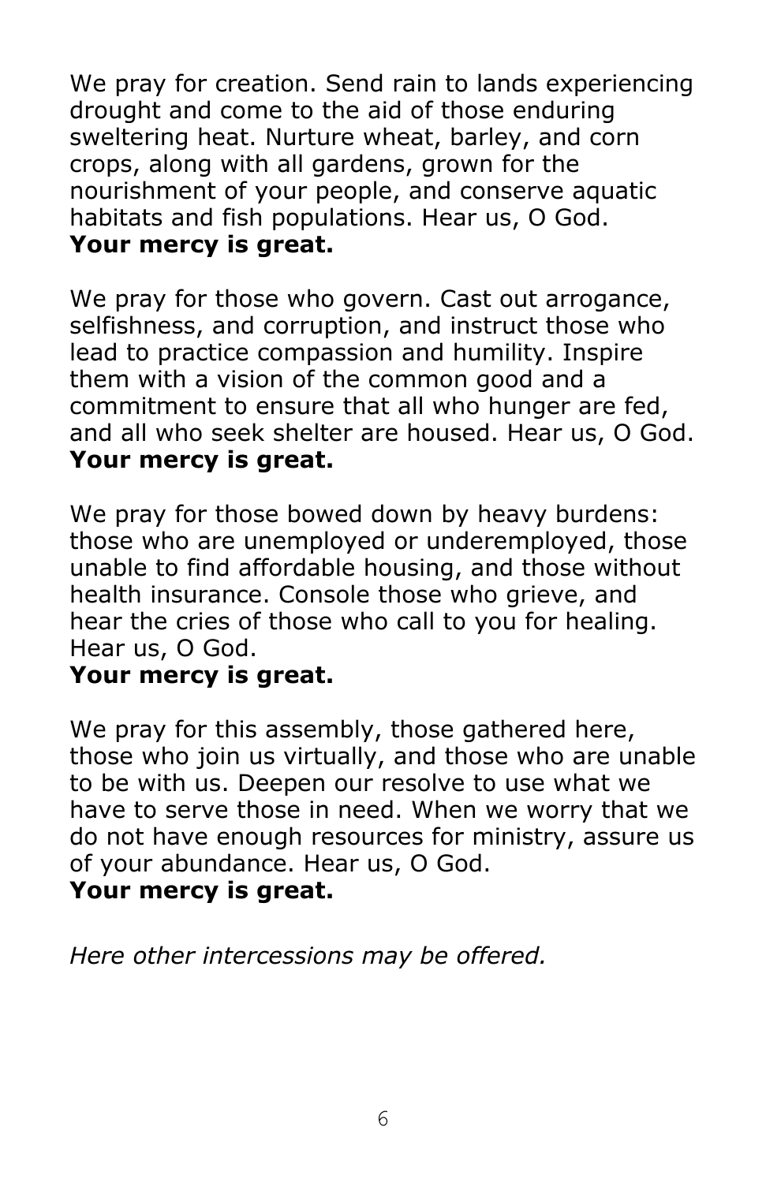We pray for creation. Send rain to lands experiencing drought and come to the aid of those enduring sweltering heat. Nurture wheat, barley, and corn crops, along with all gardens, grown for the nourishment of your people, and conserve aquatic habitats and fish populations. Hear us, O God.
**Your mercy is great.**

We pray for those who govern. Cast out arrogance, selfishness, and corruption, and instruct those who lead to practice compassion and humility. Inspire them with a vision of the common good and a commitment to ensure that all who hunger are fed, and all who seek shelter are housed. Hear us, O God.
**Your mercy is great.**

We pray for those bowed down by heavy burdens: those who are unemployed or underemployed, those unable to find affordable housing, and those without health insurance. Console those who grieve, and hear the cries of those who call to you for healing. Hear us, O God.
**Your mercy is great.**

We pray for this assembly, those gathered here, those who join us virtually, and those who are unable to be with us. Deepen our resolve to use what we have to serve those in need. When we worry that we do not have enough resources for ministry, assure us of your abundance. Hear us, O God.
**Your mercy is great.**

*Here other intercessions may be offered.*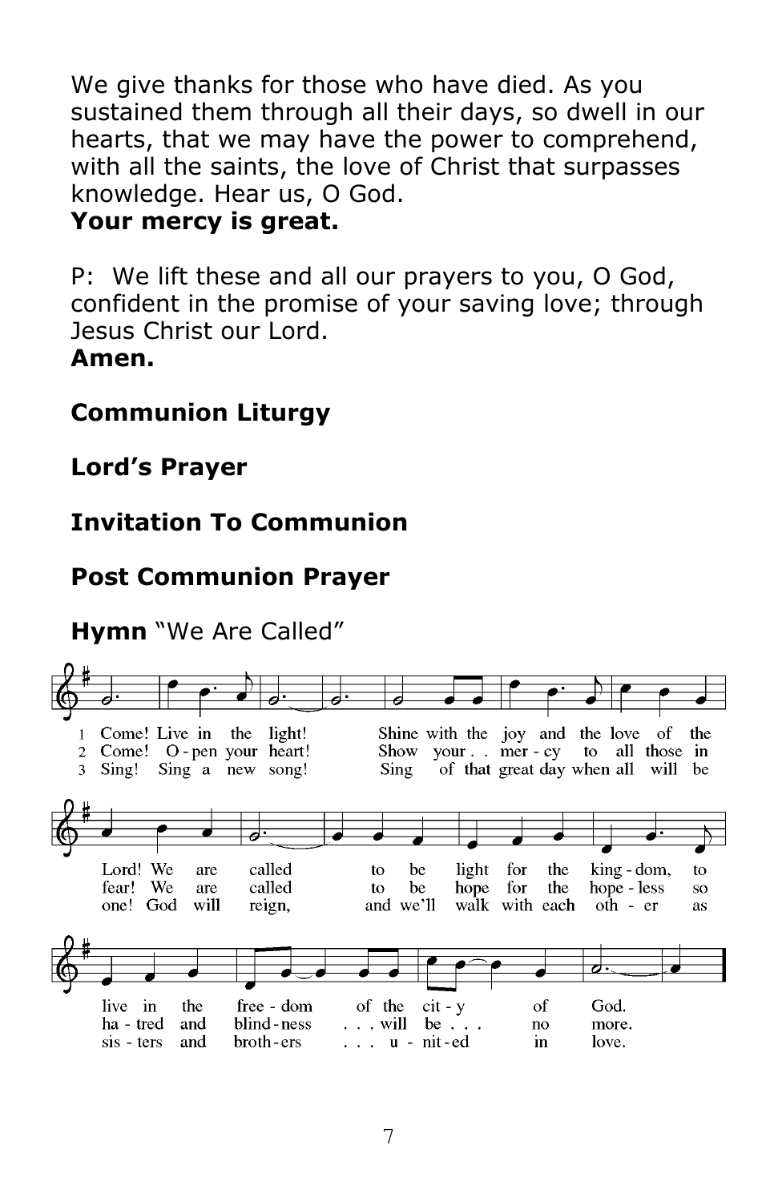We give thanks for those who have died. As you sustained them through all their days, so dwell in our hearts, that we may have the power to comprehend, with all the saints, the love of Christ that surpasses knowledge. Hear us, O God.
**Your mercy is great.**

P: We lift these and all our prayers to you, O God, confident in the promise of your saving love; through Jesus Christ our Lord.
**Amen.**

**Communion Liturgy**

**Lord's Prayer**

**Invitation To Communion**

**Post Communion Prayer**

**Hymn** "We Are Called"

1 Come! Live in the light! Shine with the joy and the love of the Lord! We are called to be light for the king - dom, to live in the free - dom of the cit - y of God.

2 Come! O - pen your heart! Show your . . mer - cy to all those in fear! We are called to be hope for the hope - less so ha - tred and blind - ness . . . will be . . . no more.

3 Sing! Sing a new song! Sing of that great day when all will be one! God will reign, and we'll walk with each oth - er as sis - ters and broth - ers . . . u - nit - ed in love.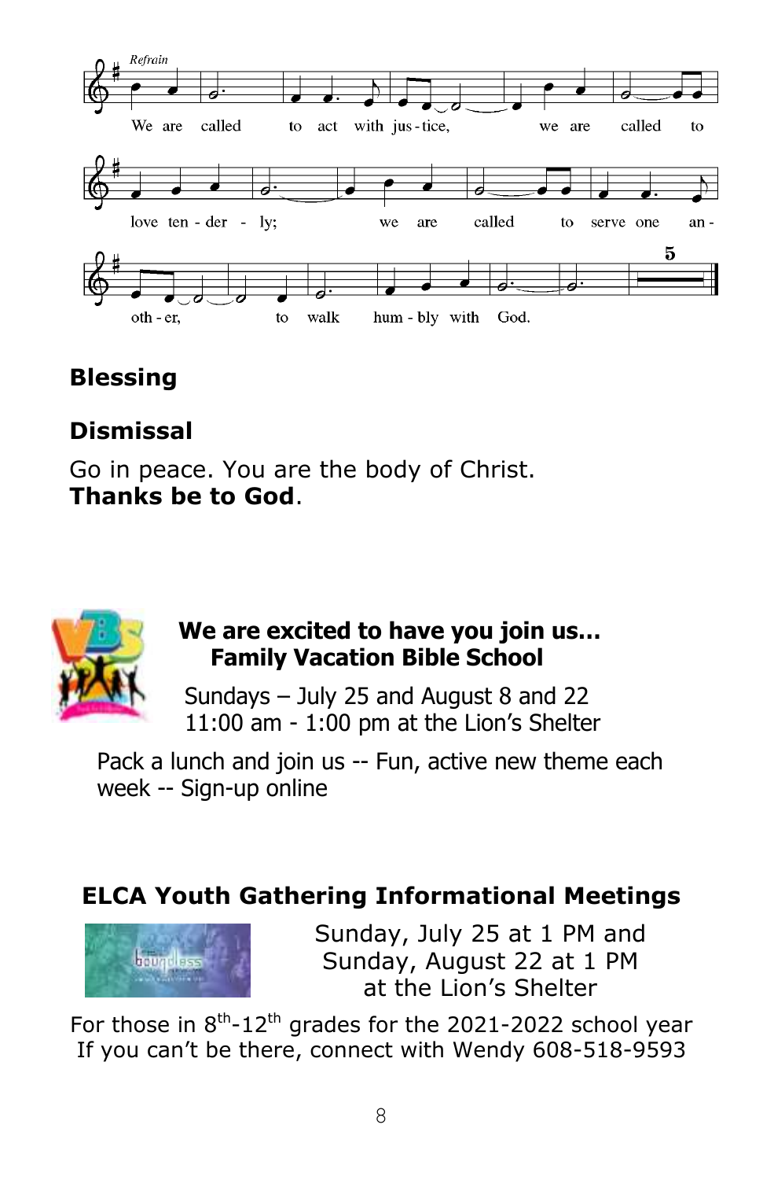Refrain

We are called to act with jus-tice, we are called to love ten-der-ly; we are called to serve one an-oth-er, to walk hum-bly with God.

## Blessing

## Dismissal

Go in peace. You are the body of Christ.
**Thanks be to God**.

**We are excited to have you join us…**
**Family Vacation Bible School**

Sundays – July 25 and August 8 and 22
11:00 am - 1:00 pm at the Lion's Shelter

Pack a lunch and join us -- Fun, active new theme each week -- Sign-up online

## ELCA Youth Gathering Informational Meetings

Sunday, July 25 at 1 PM and
Sunday, August 22 at 1 PM
at the Lion's Shelter

For those in 8th-12th grades for the 2021-2022 school year
If you can't be there, connect with Wendy 608-518-9593